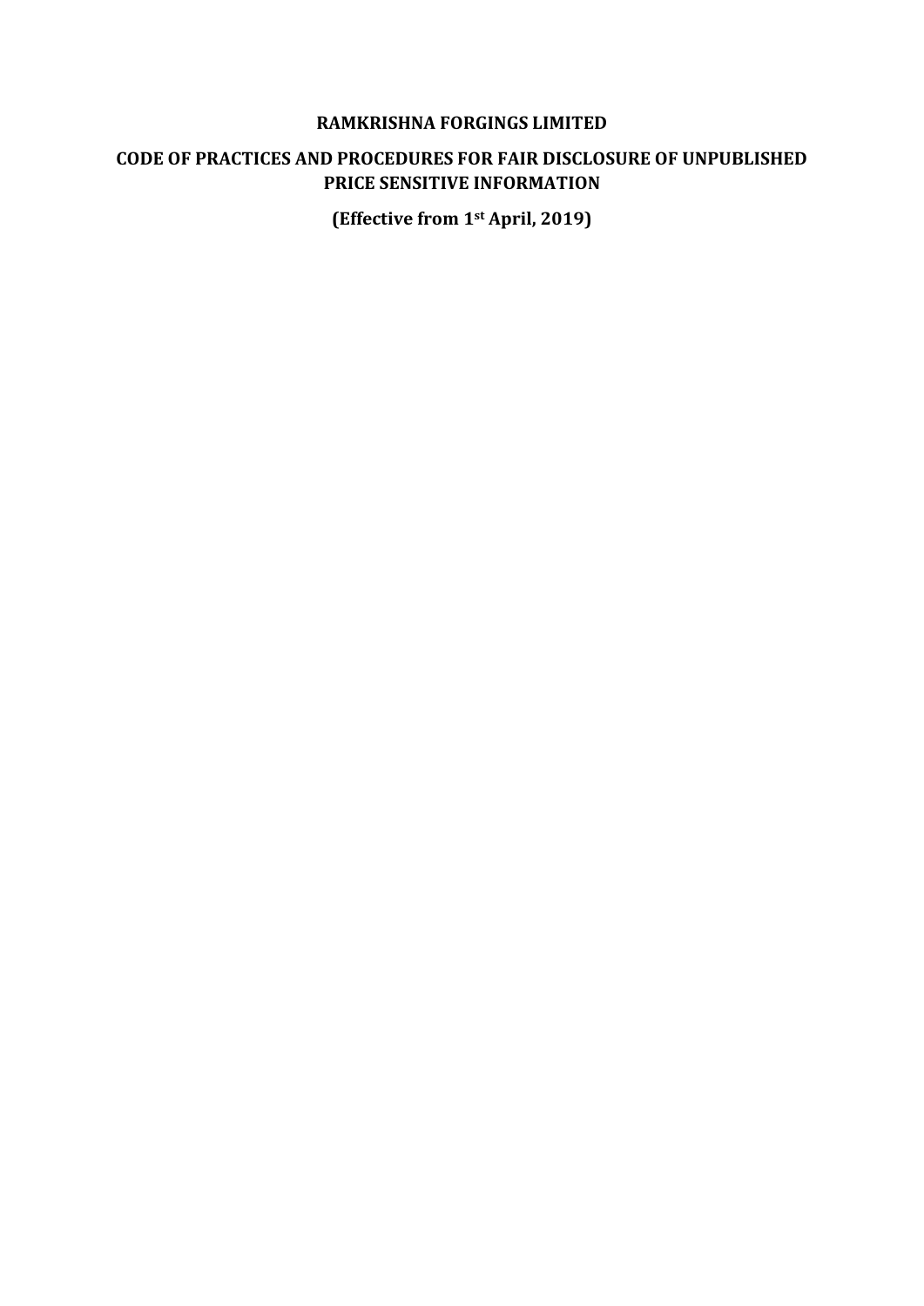# RAMKRISHNA FORGINGS LIMITED

## CODE OF PRACTICES AND PROCEDURES FOR FAIR DISCLOSURE OF UNPUBLISHED PRICE SENSITIVE INFORMATION

**(Effective from 1st April, 2019)**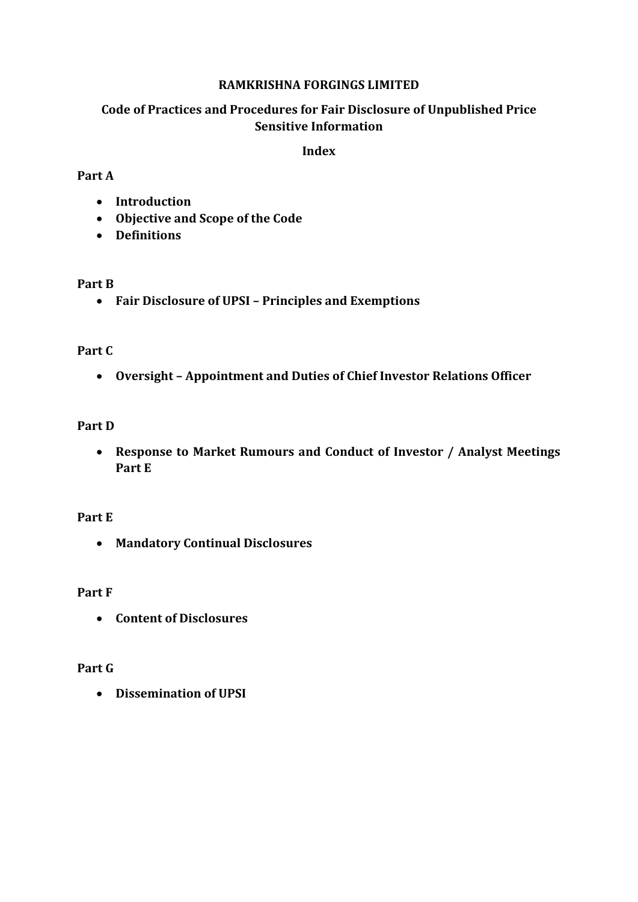**RAMKRISHNA FORGINGS LIMITED**

**Code of Practices and Procedures for Fair Disclosure of Unpublished Price Sensitive Information**

**Index**

**Part A**

- **Introduction**
- **Objective and Scope of the Code**
- **Definitions**

**Part B**

- **Fair Disclosure of UPSI – Principles and Exemptions**

**Part C**

- **Oversight – Appointment and Duties of Chief Investor Relations Officer**

**Part D**

- **Response to Market Rumours and Conduct of Investor / Analyst Meetings Part E**

**Part E**

- **Mandatory Continual Disclosures**

**Part F**

- **Content of Disclosures**

**Part G**

- **Dissemination of UPSI**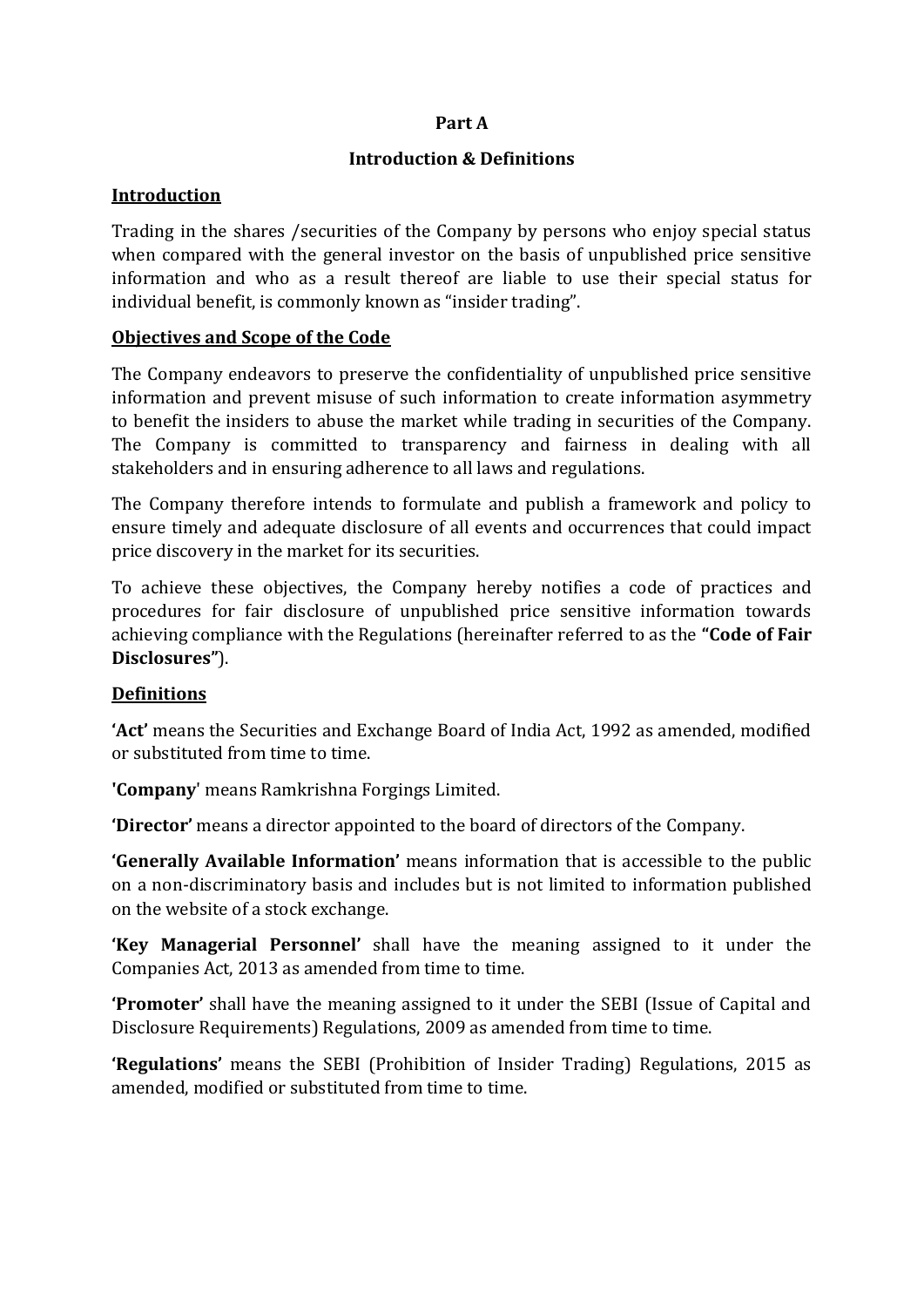# Part A

## Introduction & Definitions

### Introduction

Trading in the shares /securities of the Company by persons who enjoy special status when compared with the general investor on the basis of unpublished price sensitive information and who as a result thereof are liable to use their special status for individual benefit, is commonly known as "insider trading".

### Objectives and Scope of the Code

The Company endeavors to preserve the confidentiality of unpublished price sensitive information and prevent misuse of such information to create information asymmetry to benefit the insiders to abuse the market while trading in securities of the Company. The Company is committed to transparency and fairness in dealing with all stakeholders and in ensuring adherence to all laws and regulations.

The Company therefore intends to formulate and publish a framework and policy to ensure timely and adequate disclosure of all events and occurrences that could impact price discovery in the market for its securities.

To achieve these objectives, the Company hereby notifies a code of practices and procedures for fair disclosure of unpublished price sensitive information towards achieving compliance with the Regulations (hereinafter referred to as the **"Code of Fair Disclosures"**).

### Definitions

**'Act'** means the Securities and Exchange Board of India Act, 1992 as amended, modified or substituted from time to time.

**'Company'** means Ramkrishna Forgings Limited.

**'Director'** means a director appointed to the board of directors of the Company.

**'Generally Available Information'** means information that is accessible to the public on a non-discriminatory basis and includes but is not limited to information published on the website of a stock exchange.

**'Key Managerial Personnel'** shall have the meaning assigned to it under the Companies Act, 2013 as amended from time to time.

**'Promoter'** shall have the meaning assigned to it under the SEBI (Issue of Capital and Disclosure Requirements) Regulations, 2009 as amended from time to time.

**'Regulations'** means the SEBI (Prohibition of Insider Trading) Regulations, 2015 as amended, modified or substituted from time to time.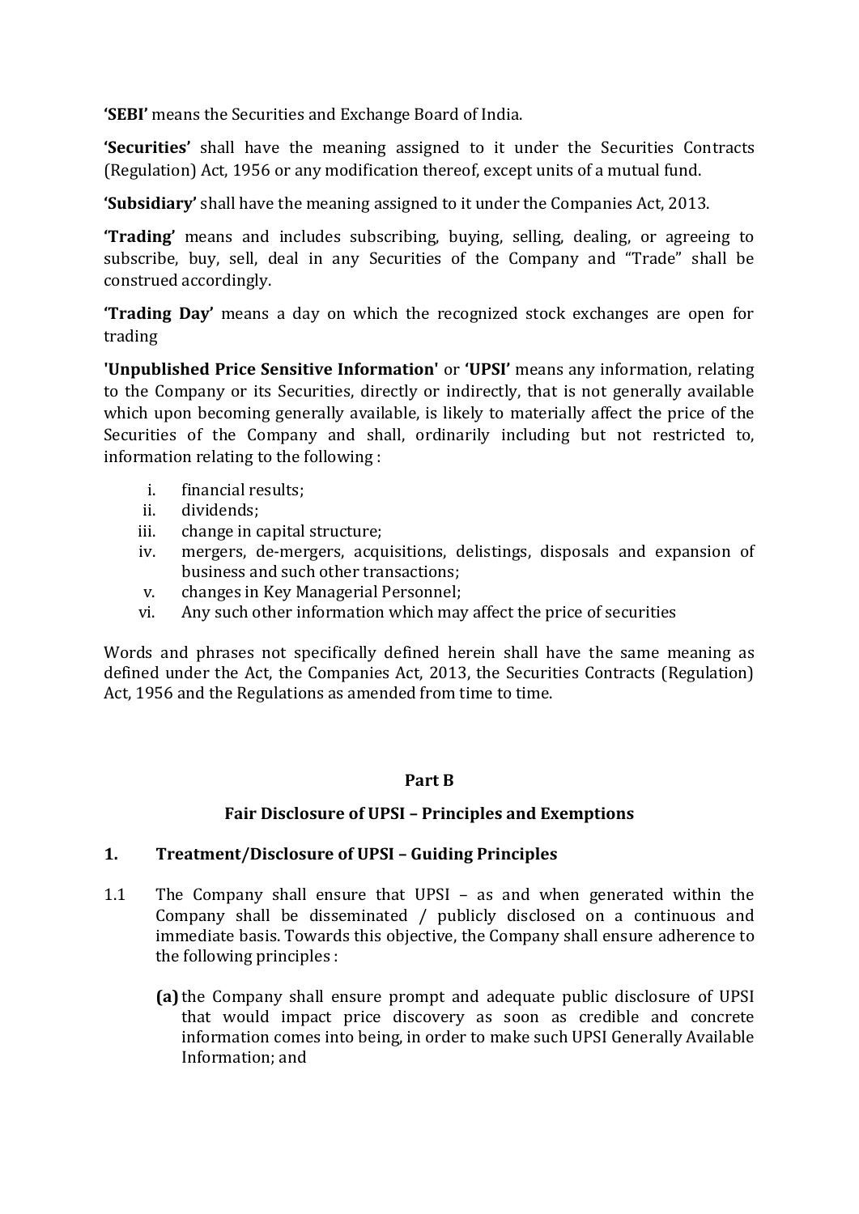**'SEBI'** means the Securities and Exchange Board of India.

**'Securities'** shall have the meaning assigned to it under the Securities Contracts (Regulation) Act, 1956 or any modification thereof, except units of a mutual fund.

**'Subsidiary'** shall have the meaning assigned to it under the Companies Act, 2013.

**'Trading'** means and includes subscribing, buying, selling, dealing, or agreeing to subscribe, buy, sell, deal in any Securities of the Company and "Trade" shall be construed accordingly.

**'Trading Day'** means a day on which the recognized stock exchanges are open for trading

**'Unpublished Price Sensitive Information'** or **'UPSI'** means any information, relating to the Company or its Securities, directly or indirectly, that is not generally available which upon becoming generally available, is likely to materially affect the price of the Securities of the Company and shall, ordinarily including but not restricted to, information relating to the following :

1. financial results;
2. dividends;
3. change in capital structure;
4. mergers, de-mergers, acquisitions, delistings, disposals and expansion of business and such other transactions;
5. changes in Key Managerial Personnel;
6. Any such other information which may affect the price of securities

Words and phrases not specifically defined herein shall have the same meaning as defined under the Act, the Companies Act, 2013, the Securities Contracts (Regulation) Act, 1956 and the Regulations as amended from time to time.

## Part B

## Fair Disclosure of UPSI – Principles and Exemptions

### 1. Treatment/Disclosure of UPSI – Guiding Principles

1.1 The Company shall ensure that UPSI – as and when generated within the Company shall be disseminated / publicly disclosed on a continuous and immediate basis. Towards this objective, the Company shall ensure adherence to the following principles :

**(a)** the Company shall ensure prompt and adequate public disclosure of UPSI that would impact price discovery as soon as credible and concrete information comes into being, in order to make such UPSI Generally Available Information; and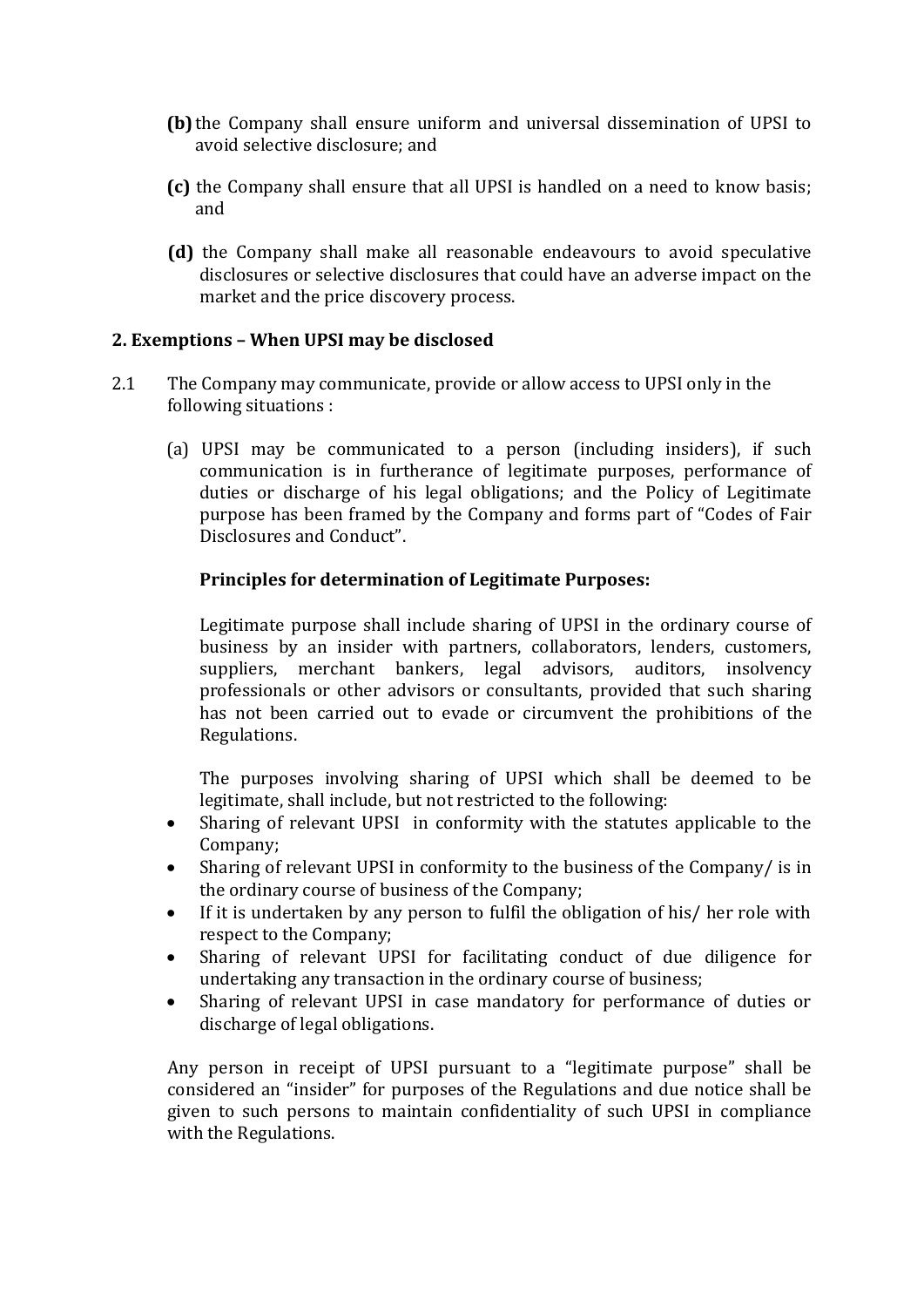**(b)** the Company shall ensure uniform and universal dissemination of UPSI to avoid selective disclosure; and

**(c)** the Company shall ensure that all UPSI is handled on a need to know basis; and

**(d)** the Company shall make all reasonable endeavours to avoid speculative disclosures or selective disclosures that could have an adverse impact on the market and the price discovery process.

**2. Exemptions – When UPSI may be disclosed**

2.1 The Company may communicate, provide or allow access to UPSI only in the following situations :

(a) UPSI may be communicated to a person (including insiders), if such communication is in furtherance of legitimate purposes, performance of duties or discharge of his legal obligations; and the Policy of Legitimate purpose has been framed by the Company and forms part of "Codes of Fair Disclosures and Conduct".

**Principles for determination of Legitimate Purposes:**

Legitimate purpose shall include sharing of UPSI in the ordinary course of business by an insider with partners, collaborators, lenders, customers, suppliers, merchant bankers, legal advisors, auditors, insolvency professionals or other advisors or consultants, provided that such sharing has not been carried out to evade or circumvent the prohibitions of the Regulations.

The purposes involving sharing of UPSI which shall be deemed to be legitimate, shall include, but not restricted to the following:

- Sharing of relevant UPSI in conformity with the statutes applicable to the Company;
- Sharing of relevant UPSI in conformity to the business of the Company/ is in the ordinary course of business of the Company;
- If it is undertaken by any person to fulfil the obligation of his/ her role with respect to the Company;
- Sharing of relevant UPSI for facilitating conduct of due diligence for undertaking any transaction in the ordinary course of business;
- Sharing of relevant UPSI in case mandatory for performance of duties or discharge of legal obligations.

Any person in receipt of UPSI pursuant to a "legitimate purpose" shall be considered an "insider" for purposes of the Regulations and due notice shall be given to such persons to maintain confidentiality of such UPSI in compliance with the Regulations.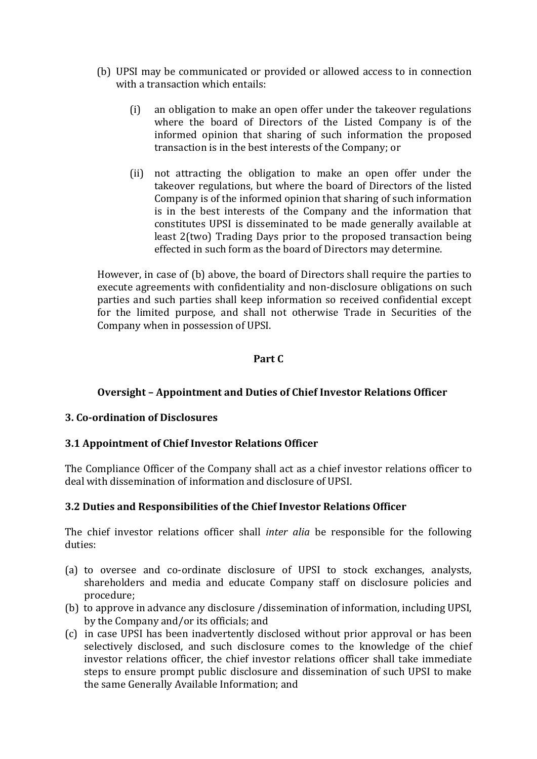(b) UPSI may be communicated or provided or allowed access to in connection with a transaction which entails:

   (i) an obligation to make an open offer under the takeover regulations where the board of Directors of the Listed Company is of the informed opinion that sharing of such information the proposed transaction is in the best interests of the Company; or

   (ii) not attracting the obligation to make an open offer under the takeover regulations, but where the board of Directors of the listed Company is of the informed opinion that sharing of such information is in the best interests of the Company and the information that constitutes UPSI is disseminated to be made generally available at least 2(two) Trading Days prior to the proposed transaction being effected in such form as the board of Directors may determine.

However, in case of (b) above, the board of Directors shall require the parties to execute agreements with confidentiality and non-disclosure obligations on such parties and such parties shall keep information so received confidential except for the limited purpose, and shall not otherwise Trade in Securities of the Company when in possession of UPSI.

## Part C

## Oversight – Appointment and Duties of Chief Investor Relations Officer

### 3. Co-ordination of Disclosures

### 3.1 Appointment of Chief Investor Relations Officer

The Compliance Officer of the Company shall act as a chief investor relations officer to deal with dissemination of information and disclosure of UPSI.

### 3.2 Duties and Responsibilities of the Chief Investor Relations Officer

The chief investor relations officer shall *inter alia* be responsible for the following duties:

(a) to oversee and co-ordinate disclosure of UPSI to stock exchanges, analysts, shareholders and media and educate Company staff on disclosure policies and procedure;

(b) to approve in advance any disclosure /dissemination of information, including UPSI, by the Company and/or its officials; and

(c) in case UPSI has been inadvertently disclosed without prior approval or has been selectively disclosed, and such disclosure comes to the knowledge of the chief investor relations officer, the chief investor relations officer shall take immediate steps to ensure prompt public disclosure and dissemination of such UPSI to make the same Generally Available Information; and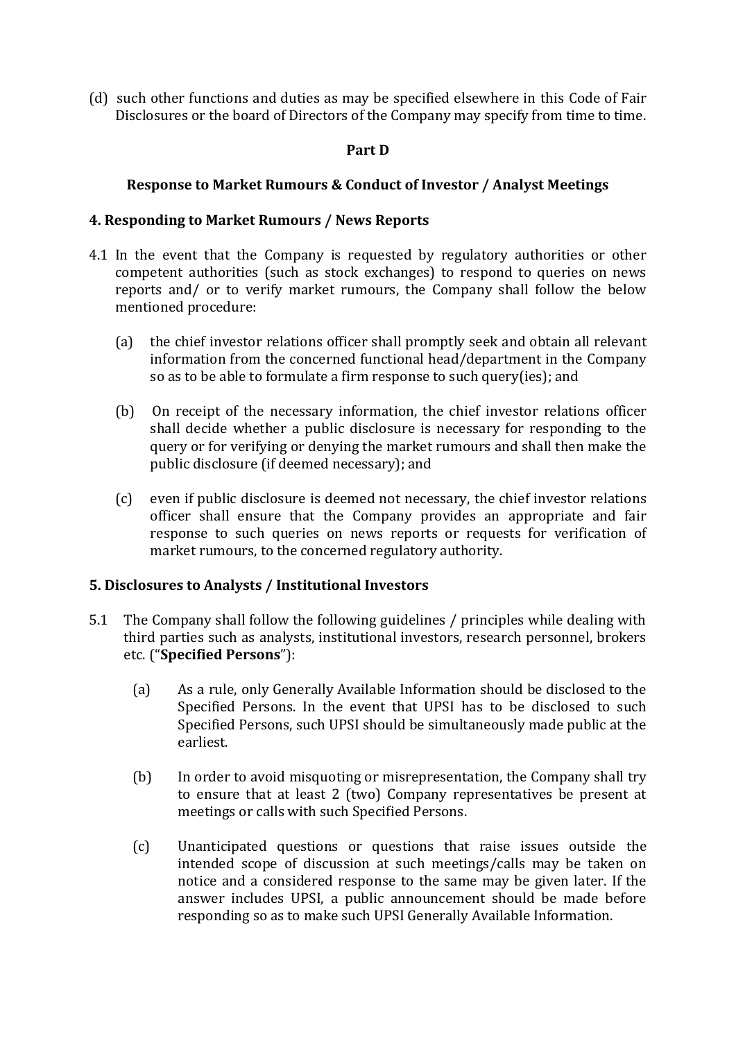(d) such other functions and duties as may be specified elsewhere in this Code of Fair Disclosures or the board of Directors of the Company may specify from time to time.

## Part D

## Response to Market Rumours & Conduct of Investor / Analyst Meetings

### 4. Responding to Market Rumours / News Reports

4.1 In the event that the Company is requested by regulatory authorities or other competent authorities (such as stock exchanges) to respond to queries on news reports and/ or to verify market rumours, the Company shall follow the below mentioned procedure:

(a) the chief investor relations officer shall promptly seek and obtain all relevant information from the concerned functional head/department in the Company so as to be able to formulate a firm response to such query(ies); and

(b) On receipt of the necessary information, the chief investor relations officer shall decide whether a public disclosure is necessary for responding to the query or for verifying or denying the market rumours and shall then make the public disclosure (if deemed necessary); and

(c) even if public disclosure is deemed not necessary, the chief investor relations officer shall ensure that the Company provides an appropriate and fair response to such queries on news reports or requests for verification of market rumours, to the concerned regulatory authority.

### 5. Disclosures to Analysts / Institutional Investors

5.1 The Company shall follow the following guidelines / principles while dealing with third parties such as analysts, institutional investors, research personnel, brokers etc. ("**Specified Persons**"):

(a) As a rule, only Generally Available Information should be disclosed to the Specified Persons. In the event that UPSI has to be disclosed to such Specified Persons, such UPSI should be simultaneously made public at the earliest.

(b) In order to avoid misquoting or misrepresentation, the Company shall try to ensure that at least 2 (two) Company representatives be present at meetings or calls with such Specified Persons.

(c) Unanticipated questions or questions that raise issues outside the intended scope of discussion at such meetings/calls may be taken on notice and a considered response to the same may be given later. If the answer includes UPSI, a public announcement should be made before responding so as to make such UPSI Generally Available Information.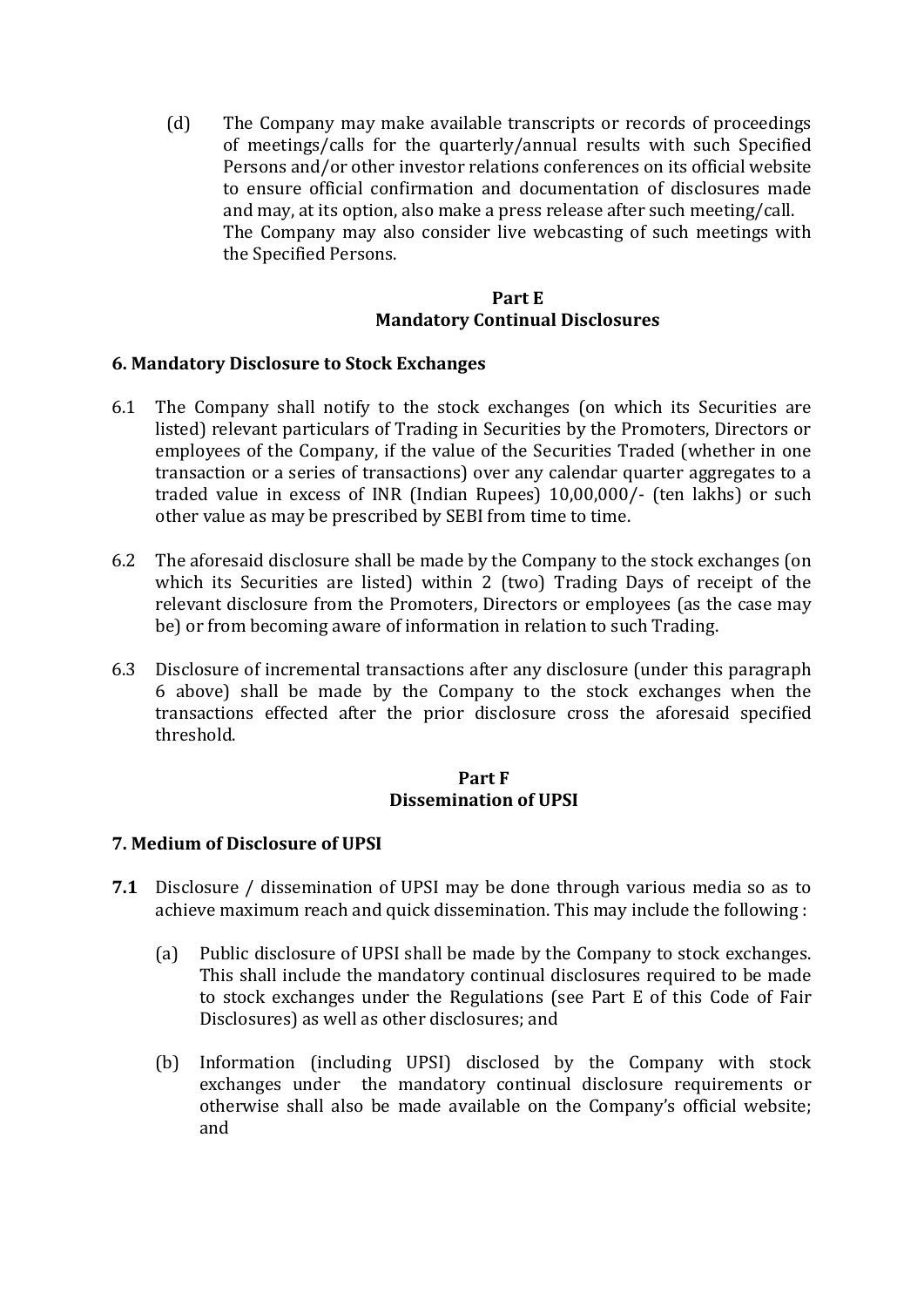(d) The Company may make available transcripts or records of proceedings of meetings/calls for the quarterly/annual results with such Specified Persons and/or other investor relations conferences on its official website to ensure official confirmation and documentation of disclosures made and may, at its option, also make a press release after such meeting/call. The Company may also consider live webcasting of such meetings with the Specified Persons.

## Part E
## Mandatory Continual Disclosures

### 6. Mandatory Disclosure to Stock Exchanges

6.1 The Company shall notify to the stock exchanges (on which its Securities are listed) relevant particulars of Trading in Securities by the Promoters, Directors or employees of the Company, if the value of the Securities Traded (whether in one transaction or a series of transactions) over any calendar quarter aggregates to a traded value in excess of INR (Indian Rupees) 10,00,000/- (ten lakhs) or such other value as may be prescribed by SEBI from time to time.

6.2 The aforesaid disclosure shall be made by the Company to the stock exchanges (on which its Securities are listed) within 2 (two) Trading Days of receipt of the relevant disclosure from the Promoters, Directors or employees (as the case may be) or from becoming aware of information in relation to such Trading.

6.3 Disclosure of incremental transactions after any disclosure (under this paragraph 6 above) shall be made by the Company to the stock exchanges when the transactions effected after the prior disclosure cross the aforesaid specified threshold.

## Part F
## Dissemination of UPSI

### 7. Medium of Disclosure of UPSI

**7.1** Disclosure / dissemination of UPSI may be done through various media so as to achieve maximum reach and quick dissemination. This may include the following :

(a) Public disclosure of UPSI shall be made by the Company to stock exchanges. This shall include the mandatory continual disclosures required to be made to stock exchanges under the Regulations (see Part E of this Code of Fair Disclosures) as well as other disclosures; and

(b) Information (including UPSI) disclosed by the Company with stock exchanges under the mandatory continual disclosure requirements or otherwise shall also be made available on the Company's official website; and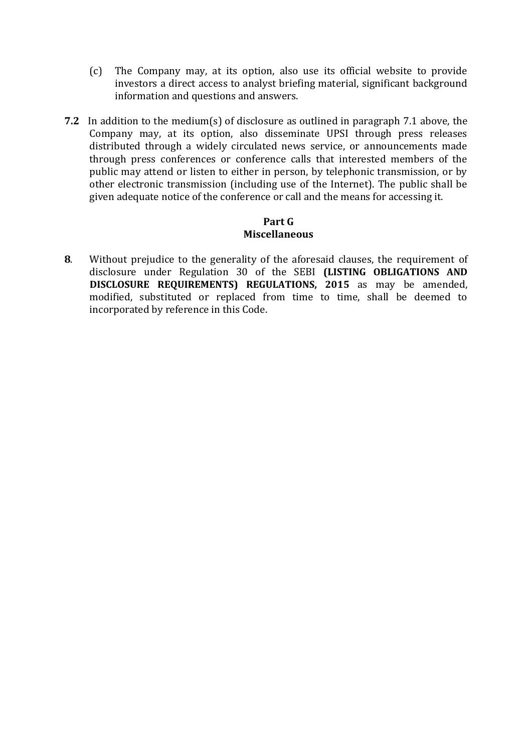(c) The Company may, at its option, also use its official website to provide investors a direct access to analyst briefing material, significant background information and questions and answers.

**7.2** In addition to the medium(s) of disclosure as outlined in paragraph 7.1 above, the Company may, at its option, also disseminate UPSI through press releases distributed through a widely circulated news service, or announcements made through press conferences or conference calls that interested members of the public may attend or listen to either in person, by telephonic transmission, or by other electronic transmission (including use of the Internet). The public shall be given adequate notice of the conference or call and the means for accessing it.

## Part G
## Miscellaneous

**8**. Without prejudice to the generality of the aforesaid clauses, the requirement of disclosure under Regulation 30 of the SEBI **(LISTING OBLIGATIONS AND DISCLOSURE REQUIREMENTS) REGULATIONS, 2015** as may be amended, modified, substituted or replaced from time to time, shall be deemed to incorporated by reference in this Code.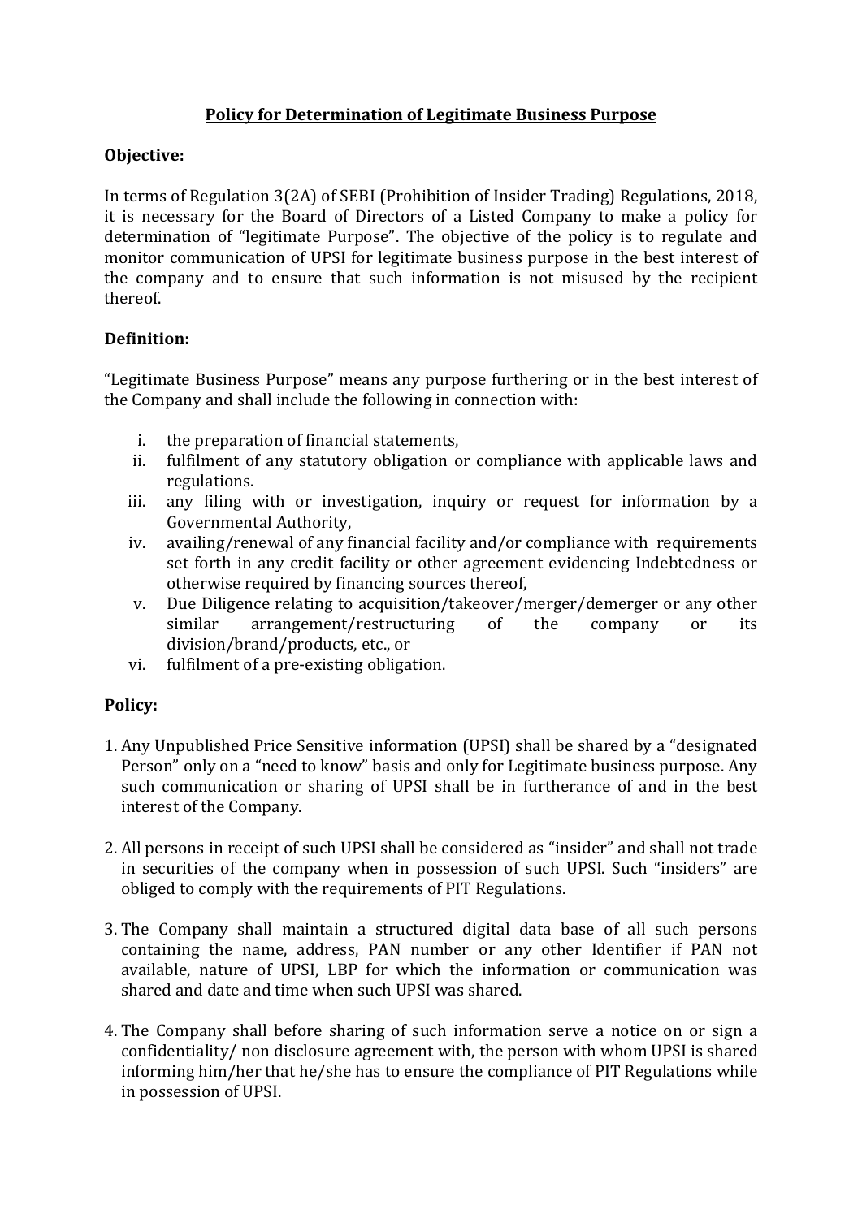# Policy for Determination of Legitimate Business Purpose

**Objective:**

In terms of Regulation 3(2A) of SEBI (Prohibition of Insider Trading) Regulations, 2018, it is necessary for the Board of Directors of a Listed Company to make a policy for determination of "legitimate Purpose". The objective of the policy is to regulate and monitor communication of UPSI for legitimate business purpose in the best interest of the company and to ensure that such information is not misused by the recipient thereof.

**Definition:**

"Legitimate Business Purpose" means any purpose furthering or in the best interest of the Company and shall include the following in connection with:

i. the preparation of financial statements,
ii. fulfilment of any statutory obligation or compliance with applicable laws and regulations.
iii. any filing with or investigation, inquiry or request for information by a Governmental Authority,
iv. availing/renewal of any financial facility and/or compliance with requirements set forth in any credit facility or other agreement evidencing Indebtedness or otherwise required by financing sources thereof,
v. Due Diligence relating to acquisition/takeover/merger/demerger or any other similar arrangement/restructuring of the company or its division/brand/products, etc., or
vi. fulfilment of a pre-existing obligation.

**Policy:**

1. Any Unpublished Price Sensitive information (UPSI) shall be shared by a "designated Person" only on a "need to know" basis and only for Legitimate business purpose. Any such communication or sharing of UPSI shall be in furtherance of and in the best interest of the Company.

2. All persons in receipt of such UPSI shall be considered as "insider" and shall not trade in securities of the company when in possession of such UPSI. Such "insiders" are obliged to comply with the requirements of PIT Regulations.

3. The Company shall maintain a structured digital data base of all such persons containing the name, address, PAN number or any other Identifier if PAN not available, nature of UPSI, LBP for which the information or communication was shared and date and time when such UPSI was shared.

4. The Company shall before sharing of such information serve a notice on or sign a confidentiality/ non disclosure agreement with, the person with whom UPSI is shared informing him/her that he/she has to ensure the compliance of PIT Regulations while in possession of UPSI.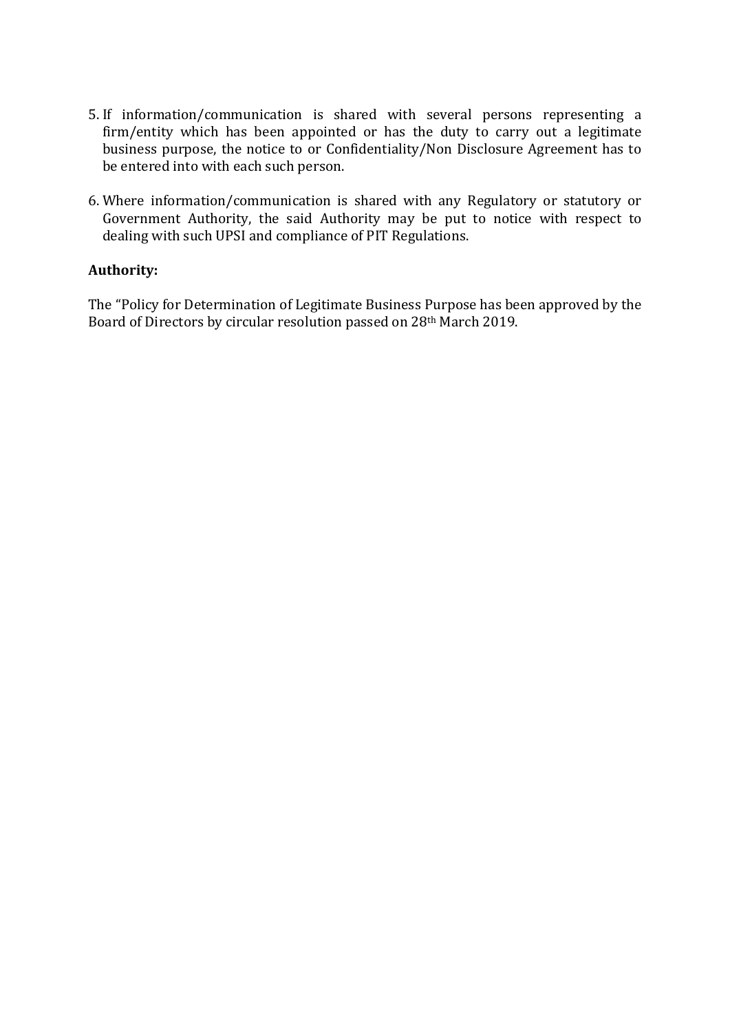5. If information/communication is shared with several persons representing a firm/entity which has been appointed or has the duty to carry out a legitimate business purpose, the notice to or Confidentiality/Non Disclosure Agreement has to be entered into with each such person.

6. Where information/communication is shared with any Regulatory or statutory or Government Authority, the said Authority may be put to notice with respect to dealing with such UPSI and compliance of PIT Regulations.

**Authority:**

The "Policy for Determination of Legitimate Business Purpose has been approved by the Board of Directors by circular resolution passed on 28th March 2019.